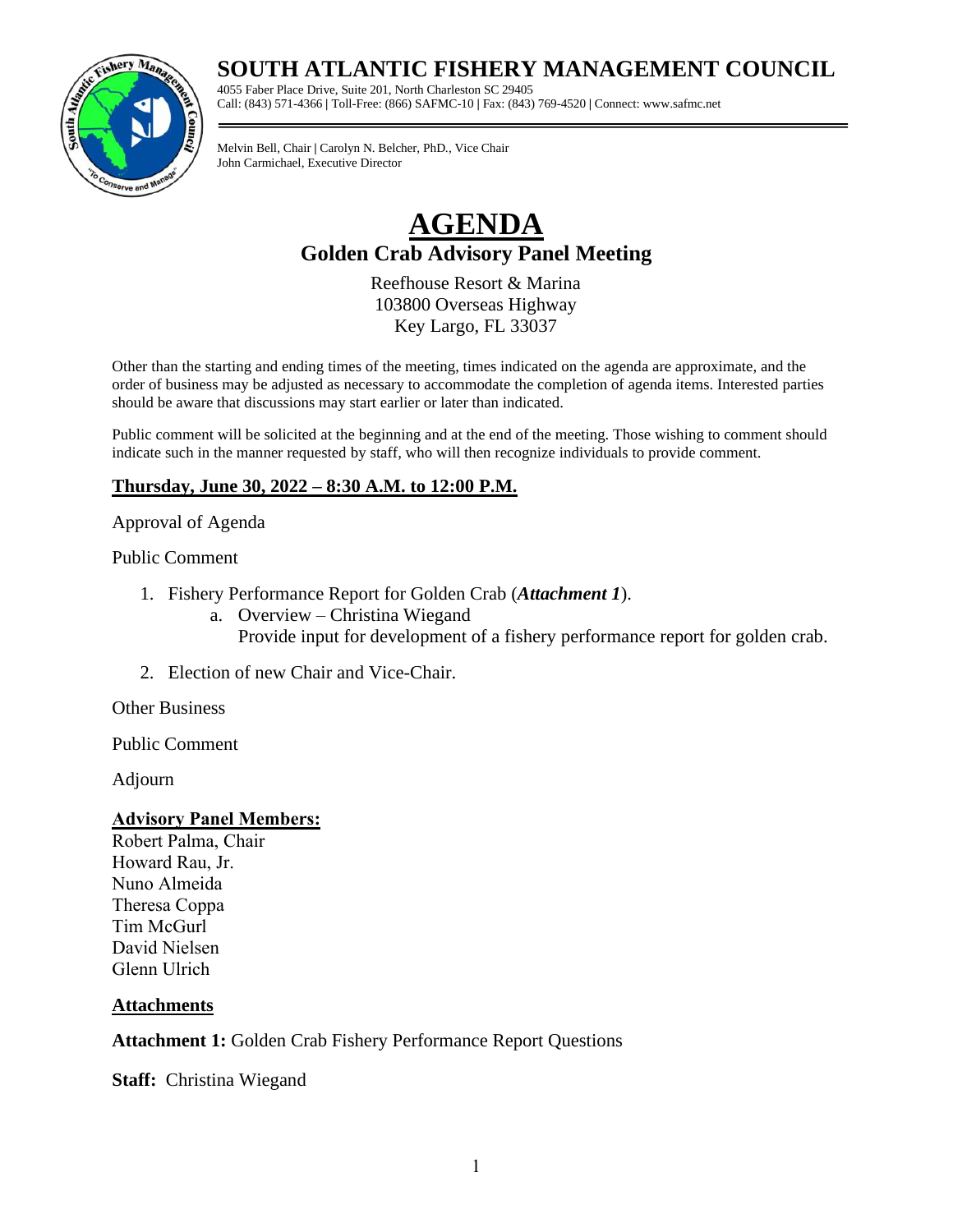# SOUTH ATLANTIC FISHERY MANAGEMENT COUNCIL

4055 Faber Place Drive, Suite 201, North Charleston SC 29405
Call: (843) 571-4366 | Toll-Free: (866) SAFMC-10 | Fax: (843) 769-4520 | Connect: www.safmc.net

Melvin Bell, Chair | Carolyn N. Belcher, PhD., Vice Chair
John Carmichael, Executive Director

# AGENDA

## Golden Crab Advisory Panel Meeting

Reefhouse Resort & Marina
103800 Overseas Highway
Key Largo, FL 33037

Other than the starting and ending times of the meeting, times indicated on the agenda are approximate, and the order of business may be adjusted as necessary to accommodate the completion of agenda items. Interested parties should be aware that discussions may start earlier or later than indicated.

Public comment will be solicited at the beginning and at the end of the meeting. Those wishing to comment should indicate such in the manner requested by staff, who will then recognize individuals to provide comment.

**Thursday, June 30, 2022 – 8:30 A.M. to 12:00 P.M.**

Approval of Agenda

Public Comment

1. Fishery Performance Report for Golden Crab (***Attachment 1***).
   a. Overview – Christina Wiegand
      Provide input for development of a fishery performance report for golden crab.
2. Election of new Chair and Vice-Chair.

Other Business

Public Comment

Adjourn

**Advisory Panel Members:**

Robert Palma, Chair
Howard Rau, Jr.
Nuno Almeida
Theresa Coppa
Tim McGurl
David Nielsen
Glenn Ulrich

**Attachments**

**Attachment 1:** Golden Crab Fishery Performance Report Questions

**Staff:** Christina Wiegand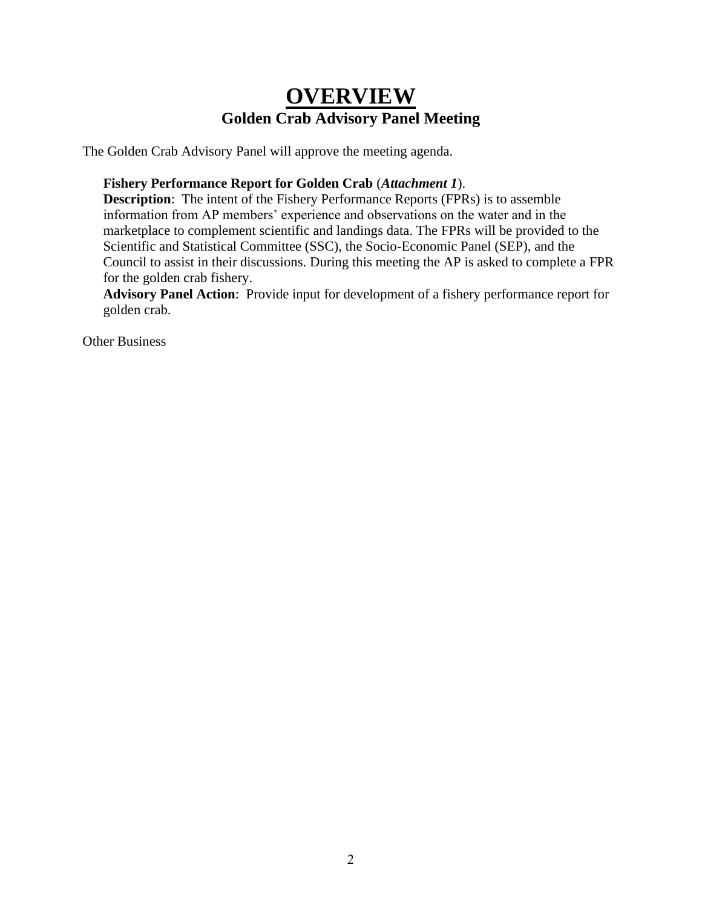# OVERVIEW

## Golden Crab Advisory Panel Meeting

The Golden Crab Advisory Panel will approve the meeting agenda.

**Fishery Performance Report for Golden Crab** (***Attachment 1***).

**Description**: The intent of the Fishery Performance Reports (FPRs) is to assemble information from AP members' experience and observations on the water and in the marketplace to complement scientific and landings data. The FPRs will be provided to the Scientific and Statistical Committee (SSC), the Socio-Economic Panel (SEP), and the Council to assist in their discussions. During this meeting the AP is asked to complete a FPR for the golden crab fishery.

**Advisory Panel Action**: Provide input for development of a fishery performance report for golden crab.

Other Business